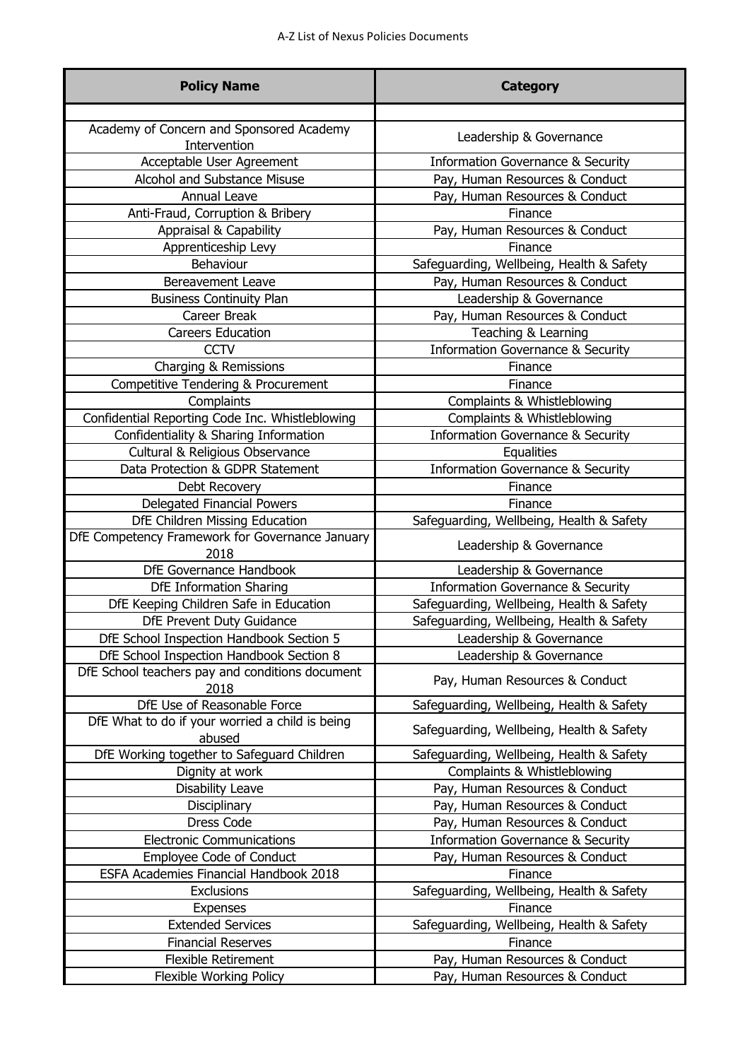A-Z List of Nexus Policies Documents

| Policy Name | Category |
| --- | --- |
| | |
| Academy of Concern and Sponsored Academy Intervention | Leadership & Governance |
| Acceptable User Agreement | Information Governance & Security |
| Alcohol and Substance Misuse | Pay, Human Resources & Conduct |
| Annual Leave | Pay, Human Resources & Conduct |
| Anti-Fraud, Corruption & Bribery | Finance |
| Appraisal & Capability | Pay, Human Resources & Conduct |
| Apprenticeship Levy | Finance |
| Behaviour | Safeguarding, Wellbeing, Health & Safety |
| Bereavement Leave | Pay, Human Resources & Conduct |
| Business Continuity Plan | Leadership & Governance |
| Career Break | Pay, Human Resources & Conduct |
| Careers Education | Teaching & Learning |
| CCTV | Information Governance & Security |
| Charging & Remissions | Finance |
| Competitive Tendering & Procurement | Finance |
| Complaints | Complaints & Whistleblowing |
| Confidential Reporting Code Inc. Whistleblowing | Complaints & Whistleblowing |
| Confidentiality & Sharing Information | Information Governance & Security |
| Cultural & Religious Observance | Equalities |
| Data Protection & GDPR Statement | Information Governance & Security |
| Debt Recovery | Finance |
| Delegated Financial Powers | Finance |
| DfE Children Missing Education | Safeguarding, Wellbeing, Health & Safety |
| DfE Competency Framework for Governance January 2018 | Leadership & Governance |
| DfE Governance Handbook | Leadership & Governance |
| DfE Information Sharing | Information Governance & Security |
| DfE Keeping Children Safe in Education | Safeguarding, Wellbeing, Health & Safety |
| DfE Prevent Duty Guidance | Safeguarding, Wellbeing, Health & Safety |
| DfE School Inspection Handbook Section 5 | Leadership & Governance |
| DfE School Inspection Handbook Section 8 | Leadership & Governance |
| DfE School teachers pay and conditions document 2018 | Pay, Human Resources & Conduct |
| DfE Use of Reasonable Force | Safeguarding, Wellbeing, Health & Safety |
| DfE What to do if your worried a child is being abused | Safeguarding, Wellbeing, Health & Safety |
| DfE Working together to Safeguard Children | Safeguarding, Wellbeing, Health & Safety |
| Dignity at work | Complaints & Whistleblowing |
| Disability Leave | Pay, Human Resources & Conduct |
| Disciplinary | Pay, Human Resources & Conduct |
| Dress Code | Pay, Human Resources & Conduct |
| Electronic Communications | Information Governance & Security |
| Employee Code of Conduct | Pay, Human Resources & Conduct |
| ESFA Academies Financial Handbook 2018 | Finance |
| Exclusions | Safeguarding, Wellbeing, Health & Safety |
| Expenses | Finance |
| Extended Services | Safeguarding, Wellbeing, Health & Safety |
| Financial Reserves | Finance |
| Flexible Retirement | Pay, Human Resources & Conduct |
| Flexible Working Policy | Pay, Human Resources & Conduct |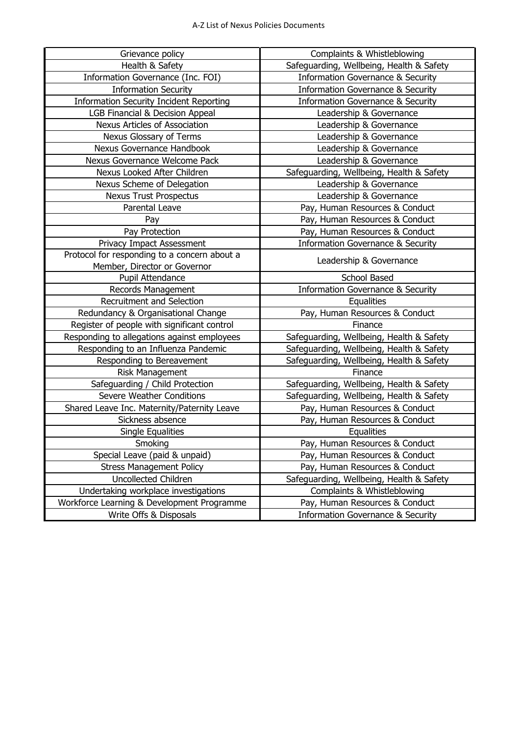| | |
|---|---|
| Grievance policy | Complaints & Whistleblowing |
| Health & Safety | Safeguarding, Wellbeing, Health & Safety |
| Information Governance (Inc. FOI) | Information Governance & Security |
| Information Security | Information Governance & Security |
| Information Security Incident Reporting | Information Governance & Security |
| LGB Financial & Decision Appeal | Leadership & Governance |
| Nexus Articles of Association | Leadership & Governance |
| Nexus Glossary of Terms | Leadership & Governance |
| Nexus Governance Handbook | Leadership & Governance |
| Nexus Governance Welcome Pack | Leadership & Governance |
| Nexus Looked After Children | Safeguarding, Wellbeing, Health & Safety |
| Nexus Scheme of Delegation | Leadership & Governance |
| Nexus Trust Prospectus | Leadership & Governance |
| Parental Leave | Pay, Human Resources & Conduct |
| Pay | Pay, Human Resources & Conduct |
| Pay Protection | Pay, Human Resources & Conduct |
| Privacy Impact Assessment | Information Governance & Security |
| Protocol for responding to a concern about a Member, Director or Governor | Leadership & Governance |
| Pupil Attendance | School Based |
| Records Management | Information Governance & Security |
| Recruitment and Selection | Equalities |
| Redundancy & Organisational Change | Pay, Human Resources & Conduct |
| Register of people with significant control | Finance |
| Responding to allegations against employees | Safeguarding, Wellbeing, Health & Safety |
| Responding to an Influenza Pandemic | Safeguarding, Wellbeing, Health & Safety |
| Responding to Bereavement | Safeguarding, Wellbeing, Health & Safety |
| Risk Management | Finance |
| Safeguarding / Child Protection | Safeguarding, Wellbeing, Health & Safety |
| Severe Weather Conditions | Safeguarding, Wellbeing, Health & Safety |
| Shared Leave Inc. Maternity/Paternity Leave | Pay, Human Resources & Conduct |
| Sickness absence | Pay, Human Resources & Conduct |
| Single Equalities | Equalities |
| Smoking | Pay, Human Resources & Conduct |
| Special Leave (paid & unpaid) | Pay, Human Resources & Conduct |
| Stress Management Policy | Pay, Human Resources & Conduct |
| Uncollected Children | Safeguarding, Wellbeing, Health & Safety |
| Undertaking workplace investigations | Complaints & Whistleblowing |
| Workforce Learning & Development Programme | Pay, Human Resources & Conduct |
| Write Offs & Disposals | Information Governance & Security |